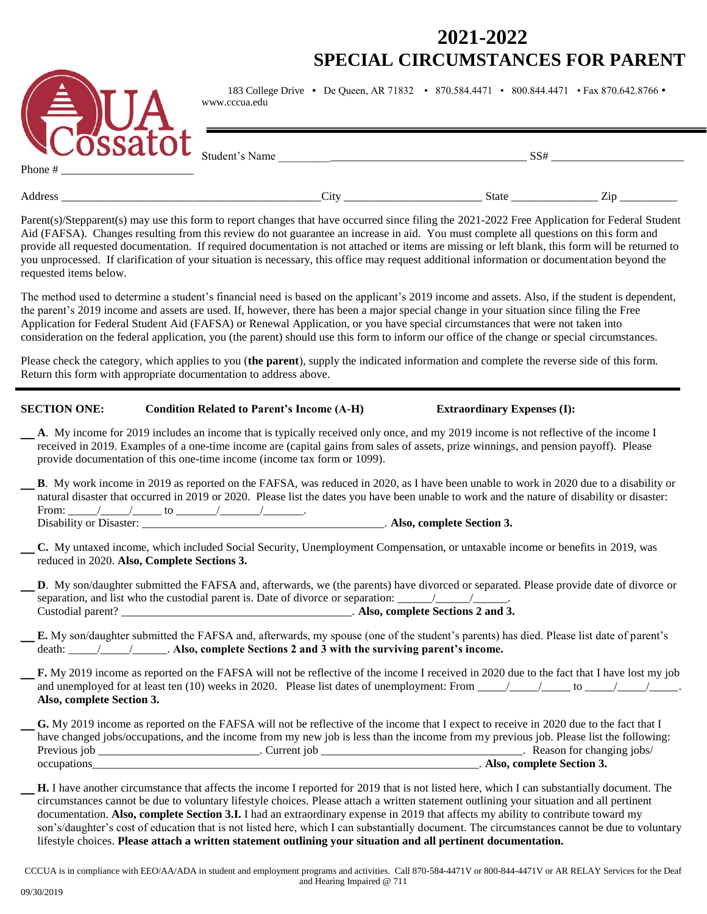# 2021-2022
# SPECIAL CIRCUMSTANCES FOR PARENT

183 College Drive • De Queen, AR 71832 • 870.584.4471 • 800.844.4471 • Fax 870.642.8766 • www.cccua.edu

Student's Name ___________________________________________ SS# ______________________

Phone # ______________________

Address ____________________________________________City _______________________ State ______________ Zip _________

Parent(s)/Stepparent(s) may use this form to report changes that have occurred since filing the 2021-2022 Free Application for Federal Student Aid (FAFSA). Changes resulting from this review do not guarantee an increase in aid. You must complete all questions on this form and provide all requested documentation. If required documentation is not attached or items are missing or left blank, this form will be returned to you unprocessed. If clarification of your situation is necessary, this office may request additional information or documentation beyond the requested items below.

The method used to determine a student's financial need is based on the applicant's 2019 income and assets. Also, if the student is dependent, the parent's 2019 income and assets are used. If, however, there has been a major special change in your situation since filing the Free Application for Federal Student Aid (FAFSA) or Renewal Application, or you have special circumstances that were not taken into consideration on the federal application, you (the parent) should use this form to inform our office of the change or special circumstances.

Please check the category, which applies to you (**the parent**), supply the indicated information and complete the reverse side of this form. Return this form with appropriate documentation to address above.

**SECTION ONE: Condition Related to Parent's Income (A-H) Extraordinary Expenses (I):**

__ **A**. My income for 2019 includes an income that is typically received only once, and my 2019 income is not reflective of the income I received in 2019. Examples of a one-time income are (capital gains from sales of assets, prize winnings, and pension payoff). Please provide documentation of this one-time income (income tax form or 1099).

__ **B**. My work income in 2019 as reported on the FAFSA, was reduced in 2020, as I have been unable to work in 2020 due to a disability or natural disaster that occurred in 2019 or 2020. Please list the dates you have been unable to work and the nature of disability or disaster:
From: _____/_____/_____ to _______/_______/_______.
Disability or Disaster: __________________________________________. **Also, complete Section 3.**

__ **C.** My untaxed income, which included Social Security, Unemployment Compensation, or untaxable income or benefits in 2019, was reduced in 2020. **Also, Complete Sections 3.**

__ **D**. My son/daughter submitted the FAFSA and, afterwards, we (the parents) have divorced or separated. Please provide date of divorce or separation, and list who the custodial parent is. Date of divorce or separation: ______/______/______.
Custodial parent? ________________________________________. **Also, complete Sections 2 and 3.**

__ **E.** My son/daughter submitted the FAFSA and, afterwards, my spouse (one of the student's parents) has died. Please list date of parent's death: _____/_____/______. **Also, complete Sections 2 and 3 with the surviving parent's income.**

__ **F.** My 2019 income as reported on the FAFSA will not be reflective of the income I received in 2020 due to the fact that I have lost my job and unemployed for at least ten (10) weeks in 2020. Please list dates of unemployment: From _____/_____/_____ to _____/_____/_____. **Also, complete Section 3.**

__ **G.** My 2019 income as reported on the FAFSA will not be reflective of the income that I expect to receive in 2020 due to the fact that I have changed jobs/occupations, and the income from my new job is less than the income from my previous job. Please list the following: Previous job ____________________________. Current job ____________________________________. Reason for changing jobs/ occupations_________________________________________________________________________. **Also, complete Section 3.**

__ **H.** I have another circumstance that affects the income I reported for 2019 that is not listed here, which I can substantially document. The circumstances cannot be due to voluntary lifestyle choices. Please attach a written statement outlining your situation and all pertinent documentation. **Also, complete Section 3.I.** I had an extraordinary expense in 2019 that affects my ability to contribute toward my son's/daughter's cost of education that is not listed here, which I can substantially document. The circumstances cannot be due to voluntary lifestyle choices. **Please attach a written statement outlining your situation and all pertinent documentation.**

CCCUA is in compliance with EEO/AA/ADA in student and employment programs and activities. Call 870-584-4471V or 800-844-4471V or AR RELAY Services for the Deaf and Hearing Impaired @ 711

09/30/2019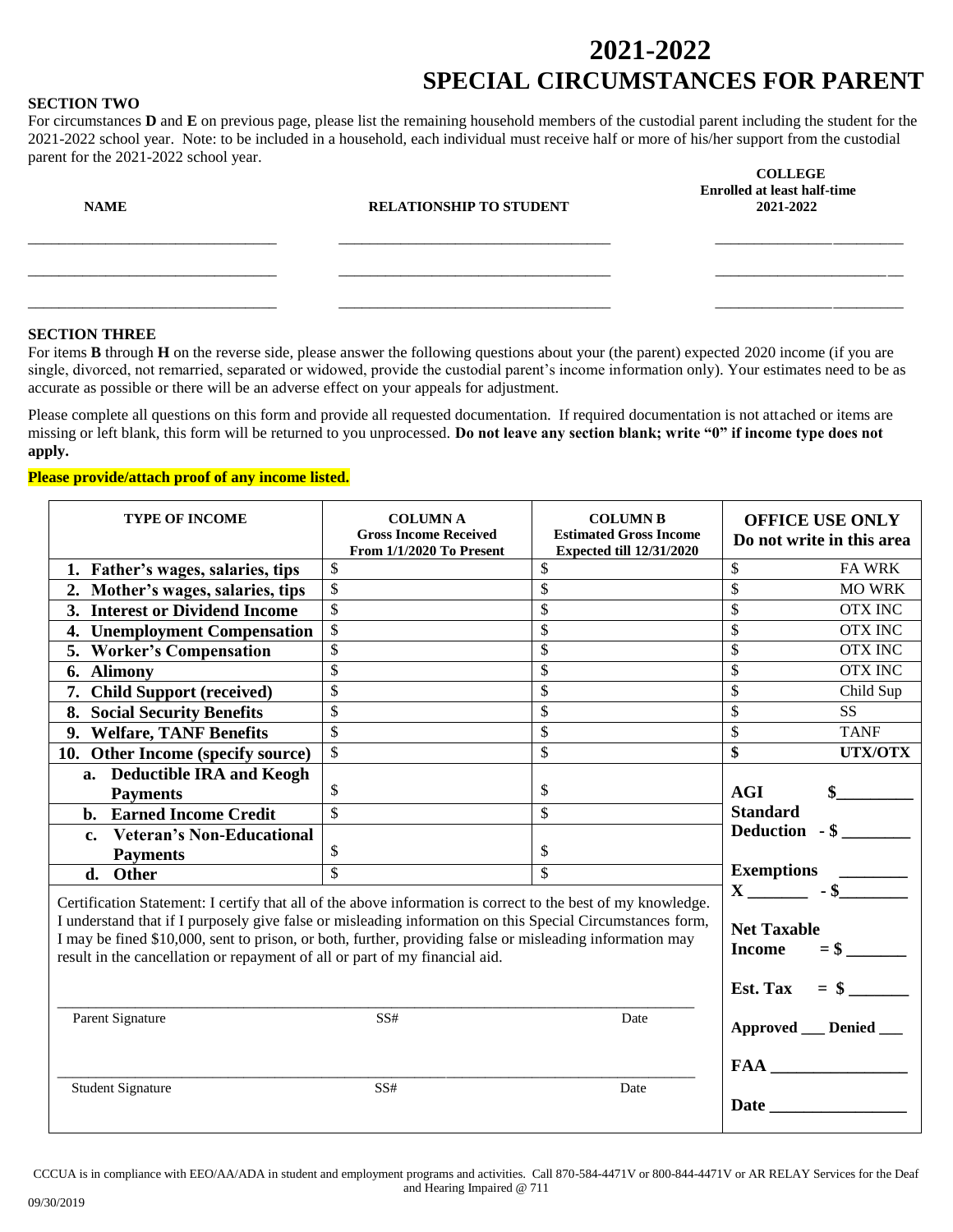# 2021-2022
# SPECIAL CIRCUMSTANCES FOR PARENT

**SECTION TWO**

For circumstances **D** and **E** on previous page, please list the remaining household members of the custodial parent including the student for the 2021-2022 school year. Note: to be included in a household, each individual must receive half or more of his/her support from the custodial parent for the 2021-2022 school year.

| NAME | RELATIONSHIP TO STUDENT | COLLEGE Enrolled at least half-time 2021-2022 |
|---|---|---|
| | | |
| | | |
| | | |

**SECTION THREE**

For items **B** through **H** on the reverse side, please answer the following questions about your (the parent) expected 2020 income (if you are single, divorced, not remarried, separated or widowed, provide the custodial parent's income information only). Your estimates need to be as accurate as possible or there will be an adverse effect on your appeals for adjustment.

Please complete all questions on this form and provide all requested documentation. If required documentation is not attached or items are missing or left blank, this form will be returned to you unprocessed. **Do not leave any section blank; write "0" if income type does not apply.**

**Please provide/attach proof of any income listed.**

| TYPE OF INCOME | COLUMN A Gross Income Received From 1/1/2020 To Present | COLUMN B Estimated Gross Income Expected till 12/31/2020 | OFFICE USE ONLY Do not write in this area |
|---|---|---|---|
| **1. Father's wages, salaries, tips** | $ | $ | $ FA WRK |
| **2. Mother's wages, salaries, tips** | $ | $ | $ MO WRK |
| **3. Interest or Dividend Income** | $ | $ | $ OTX INC |
| **4. Unemployment Compensation** | $ | $ | $ OTX INC |
| **5. Worker's Compensation** | $ | $ | $ OTX INC |
| **6. Alimony** | $ | $ | $ OTX INC |
| **7. Child Support (received)** | $ | $ | $ Child Sup |
| **8. Social Security Benefits** | $ | $ | $ SS |
| **9. Welfare, TANF Benefits** | $ | $ | $ TANF |
| **10. Other Income (specify source)** | $ | $ | **$ UTX/OTX** |
| **a. Deductible IRA and Keogh Payments** | $ | $ | **AGI $\_\_\_\_\_\_\_\_\_** |
| **b. Earned Income Credit** | $ | $ | **Standard Deduction - $\_\_\_\_\_\_\_\_** |
| **c. Veteran's Non-Educational Payments** | $ | $ | |
| **d. Other** | $ | $ | **Exemptions \_\_\_\_\_\_\_\_ X \_\_\_\_\_\_\_ - $\_\_\_\_\_\_\_\_** |

Certification Statement: I certify that all of the above information is correct to the best of my knowledge. I understand that if I purposely give false or misleading information on this Special Circumstances form, I may be fined $10,000, sent to prison, or both, further, providing false or misleading information may result in the cancellation or repayment of all or part of my financial aid.

\_\_\_\_\_\_\_\_\_\_\_\_\_\_\_\_\_\_\_\_\_\_\_\_\_\_\_\_\_\_\_\_\_\_\_\_\_\_\_\_\_\_\_\_\_\_\_\_\_\_\_\_\_\_\_\_\_\_\_\_\_\_\_\_
Parent Signature SS# Date

\_\_\_\_\_\_\_\_\_\_\_\_\_\_\_\_\_\_\_\_\_\_\_\_\_\_\_\_\_\_\_\_\_\_\_\_\_\_\_\_\_\_\_\_\_\_\_\_\_\_\_\_\_\_\_\_\_\_\_\_\_\_\_\_
Student Signature SS# Date

**Net Taxable Income = $ \_\_\_\_\_\_\_**

**Est. Tax = $ \_\_\_\_\_\_\_**

**Approved \_\_\_ Denied \_\_\_**

**FAA \_\_\_\_\_\_\_\_\_\_\_\_\_\_\_\_\_**

**Date \_\_\_\_\_\_\_\_\_\_\_\_\_\_\_\_\_**

CCCUA is in compliance with EEO/AA/ADA in student and employment programs and activities. Call 870-584-4471V or 800-844-4471V or AR RELAY Services for the Deaf and Hearing Impaired @ 711

09/30/2019